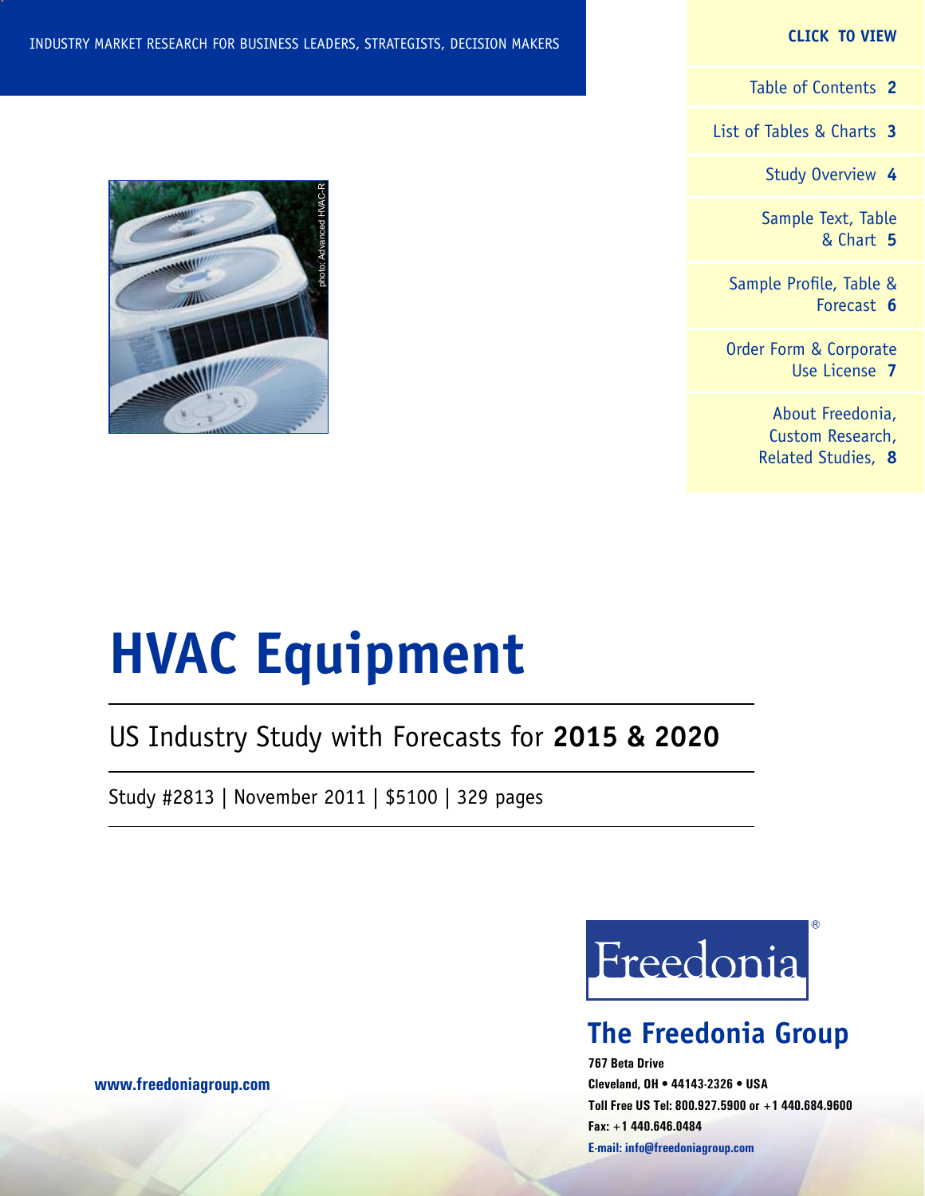INDUSTRY MARKET RESEARCH FOR BUSINESS LEADERS, STRATEGISTS, DECISION MAKERS

**CLICK TO VIEW**

- Table of Contents **2**
- List of Tables & Charts **3**
- Study Overview **4**
- Sample Text, Table & Chart **5**
- Sample Profile, Table & Forecast **6**
- Order Form & Corporate Use License **7**
- About Freedonia, Custom Research, Related Studies, **8**

photo: Advanced HVAC-R

# HVAC Equipment

## US Industry Study with Forecasts for **2015 & 2020**

Study #2813 | November 2011 | $5100 | 329 pages

Freedonia®

## The Freedonia Group

**767 Beta Drive**
**Cleveland, OH • 44143-2326 • USA**
**Toll Free US Tel: 800.927.5900 or +1 440.684.9600**
**Fax: +1 440.646.0484**
**E-mail: info@freedoniagroup.com**

**www.freedoniagroup.com**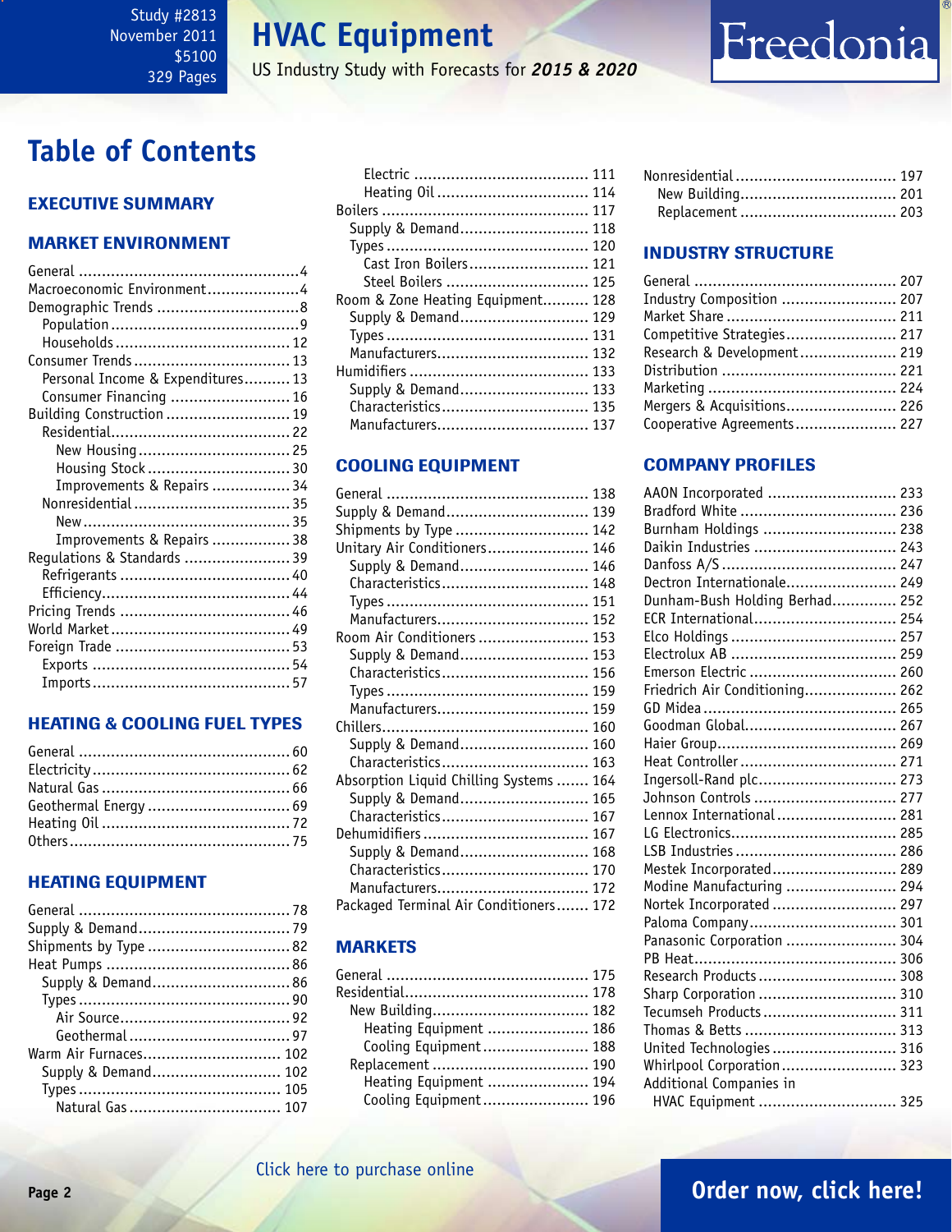Study #2813
November 2011
$5100
329 Pages

# HVAC Equipment

US Industry Study with Forecasts for ***2015 & 2020***

Freedonia

# Table of Contents

## EXECUTIVE SUMMARY

## MARKET ENVIRONMENT

- General ... 4
- Macroeconomic Environment ... 4
- Demographic Trends ... 8
  - Population ... 9
  - Households ... 12
- Consumer Trends ... 13
  - Personal Income & Expenditures ... 13
  - Consumer Financing ... 16
- Building Construction ... 19
  - Residential ... 22
    - New Housing ... 25
    - Housing Stock ... 30
    - Improvements & Repairs ... 34
  - Nonresidential ... 35
    - New ... 35
    - Improvements & Repairs ... 38
- Regulations & Standards ... 39
  - Refrigerants ... 40
  - Efficiency ... 44
- Pricing Trends ... 46
- World Market ... 49
- Foreign Trade ... 53
  - Exports ... 54
  - Imports ... 57

## HEATING & COOLING FUEL TYPES

- General ... 60
- Electricity ... 62
- Natural Gas ... 66
- Geothermal Energy ... 69
- Heating Oil ... 72
- Others ... 75

## HEATING EQUIPMENT

- General ... 78
- Supply & Demand ... 79
- Shipments by Type ... 82
- Heat Pumps ... 86
  - Supply & Demand ... 86
  - Types ... 90
    - Air Source ... 92
    - Geothermal ... 97
- Warm Air Furnaces ... 102
  - Supply & Demand ... 102
  - Types ... 105
    - Natural Gas ... 107
    - Electric ... 111
    - Heating Oil ... 114
- Boilers ... 117
  - Supply & Demand ... 118
  - Types ... 120
    - Cast Iron Boilers ... 121
    - Steel Boilers ... 125
- Room & Zone Heating Equipment ... 128
  - Supply & Demand ... 129
  - Types ... 131
  - Manufacturers ... 132
- Humidifiers ... 133
  - Supply & Demand ... 133
  - Characteristics ... 135
  - Manufacturers ... 137

## COOLING EQUIPMENT

- General ... 138
- Supply & Demand ... 139
- Shipments by Type ... 142
- Unitary Air Conditioners ... 146
  - Supply & Demand ... 146
  - Characteristics ... 148
  - Types ... 151
  - Manufacturers ... 152
- Room Air Conditioners ... 153
  - Supply & Demand ... 153
  - Characteristics ... 156
  - Types ... 159
  - Manufacturers ... 159
- Chillers ... 160
  - Supply & Demand ... 160
  - Characteristics ... 163
- Absorption Liquid Chilling Systems ... 164
  - Supply & Demand ... 165
  - Characteristics ... 167
- Dehumidifiers ... 167
  - Supply & Demand ... 168
  - Characteristics ... 170
  - Manufacturers ... 172
- Packaged Terminal Air Conditioners ... 172

## MARKETS

- General ... 175
- Residential ... 178
  - New Building ... 182
    - Heating Equipment ... 186
    - Cooling Equipment ... 188
  - Replacement ... 190
    - Heating Equipment ... 194
    - Cooling Equipment ... 196
- Nonresidential ... 197
  - New Building ... 201
  - Replacement ... 203

## INDUSTRY STRUCTURE

- General ... 207
- Industry Composition ... 207
- Market Share ... 211
- Competitive Strategies ... 217
- Research & Development ... 219
- Distribution ... 221
- Marketing ... 224
- Mergers & Acquisitions ... 226
- Cooperative Agreements ... 227

## COMPANY PROFILES

- AAON Incorporated ... 233
- Bradford White ... 236
- Burnham Holdings ... 238
- Daikin Industries ... 243
- Danfoss A/S ... 247
- Dectron Internationale ... 249
- Dunham-Bush Holding Berhad ... 252
- ECR International ... 254
- Elco Holdings ... 257
- Electrolux AB ... 259
- Emerson Electric ... 260
- Friedrich Air Conditioning ... 262
- GD Midea ... 265
- Goodman Global ... 267
- Haier Group ... 269
- Heat Controller ... 271
- Ingersoll-Rand plc ... 273
- Johnson Controls ... 277
- Lennox International ... 281
- LG Electronics ... 285
- LSB Industries ... 286
- Mestek Incorporated ... 289
- Modine Manufacturing ... 294
- Nortek Incorporated ... 297
- Paloma Company ... 301
- Panasonic Corporation ... 304
- PB Heat ... 306
- Research Products ... 308
- Sharp Corporation ... 310
- Tecumseh Products ... 311
- Thomas & Betts ... 313
- United Technologies ... 316
- Whirlpool Corporation ... 323
- Additional Companies in HVAC Equipment ... 325

Click here to purchase online

**Order now, click here!**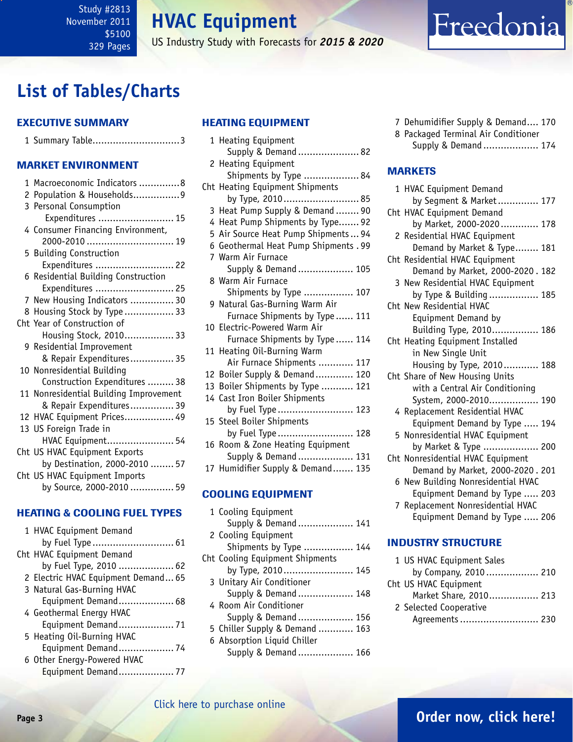Study #2813
November 2011
$5100
329 Pages

# HVAC Equipment

US Industry Study with Forecasts for *2015 & 2020*

Freedonia

## List of Tables/Charts

### EXECUTIVE SUMMARY

1 Summary Table..............................3

### MARKET ENVIRONMENT

1 Macroeconomic Indicators ..............8
2 Population & Households................9
3 Personal Consumption Expenditures .......................... 15
4 Consumer Financing Environment, 2000-2010 .............................. 19
5 Building Construction Expenditures ........................... 22
6 Residential Building Construction Expenditures ........................... 25
7 New Housing Indicators ............... 30
8 Housing Stock by Type ................. 33
Cht Year of Construction of Housing Stock, 2010................. 33
9 Residential Improvement & Repair Expenditures............... 35
10 Nonresidential Building Construction Expenditures ......... 38
11 Nonresidential Building Improvement & Repair Expenditures............... 39
12 HVAC Equipment Prices................. 49
13 US Foreign Trade in HVAC Equipment....................... 54
Cht US HVAC Equipment Exports by Destination, 2000-2010 ........ 57
Cht US HVAC Equipment Imports by Source, 2000-2010 ............... 59

### HEATING & COOLING FUEL TYPES

1 HVAC Equipment Demand by Fuel Type ............................ 61
Cht HVAC Equipment Demand by Fuel Type, 2010 ................... 62
2 Electric HVAC Equipment Demand... 65
3 Natural Gas-Burning HVAC Equipment Demand................... 68
4 Geothermal Energy HVAC Equipment Demand................... 71
5 Heating Oil-Burning HVAC Equipment Demand................... 74
6 Other Energy-Powered HVAC Equipment Demand................... 77

### HEATING EQUIPMENT

1 Heating Equipment Supply & Demand ..................... 82
2 Heating Equipment Shipments by Type ................... 84
Cht Heating Equipment Shipments by Type, 2010.......................... 85
3 Heat Pump Supply & Demand ........ 90
4 Heat Pump Shipments by Type....... 92
5 Air Source Heat Pump Shipments ... 94
6 Geothermal Heat Pump Shipments . 99
7 Warm Air Furnace Supply & Demand ................... 105
8 Warm Air Furnace Shipments by Type ................. 107
9 Natural Gas-Burning Warm Air Furnace Shipments by Type ...... 111
10 Electric-Powered Warm Air Furnace Shipments by Type ...... 114
11 Heating Oil-Burning Warm Air Furnace Shipments ............ 117
12 Boiler Supply & Demand ............. 120
13 Boiler Shipments by Type ........... 121
14 Cast Iron Boiler Shipments by Fuel Type .......................... 123
15 Steel Boiler Shipments by Fuel Type .......................... 128
16 Room & Zone Heating Equipment Supply & Demand ................... 131
17 Humidifier Supply & Demand ....... 135

### COOLING EQUIPMENT

1 Cooling Equipment Supply & Demand ................... 141
2 Cooling Equipment Shipments by Type ................. 144
Cht Cooling Equipment Shipments by Type, 2010........................ 145
3 Unitary Air Conditioner Supply & Demand ................... 148
4 Room Air Conditioner Supply & Demand ................... 156
5 Chiller Supply & Demand ............ 163
6 Absorption Liquid Chiller Supply & Demand ................... 166
7 Dehumidifier Supply & Demand.... 170
8 Packaged Terminal Air Conditioner Supply & Demand ................... 174

### MARKETS

1 HVAC Equipment Demand by Segment & Market.............. 177
Cht HVAC Equipment Demand by Market, 2000-2020............. 178
2 Residential HVAC Equipment Demand by Market & Type........ 181
Cht Residential HVAC Equipment Demand by Market, 2000-2020 . 182
3 New Residential HVAC Equipment by Type & Building ................. 185
Cht New Residential HVAC Equipment Demand by Building Type, 2010................ 186
Cht Heating Equipment Installed in New Single Unit Housing by Type, 2010............ 188
Cht Share of New Housing Units with a Central Air Conditioning System, 2000-2010................. 190
4 Replacement Residential HVAC Equipment Demand by Type ..... 194
5 Nonresidential HVAC Equipment by Market & Type .................. 200
Cht Nonresidential HVAC Equipment Demand by Market, 2000-2020 . 201
6 New Building Nonresidential HVAC Equipment Demand by Type ..... 203
7 Replacement Nonresidential HVAC Equipment Demand by Type ..... 206

### INDUSTRY STRUCTURE

1 US HVAC Equipment Sales by Company, 2010 .................. 210
Cht US HVAC Equipment Market Share, 2010................. 213
2 Selected Cooperative Agreements ........................... 230

Click here to purchase online

**Order now, click here!**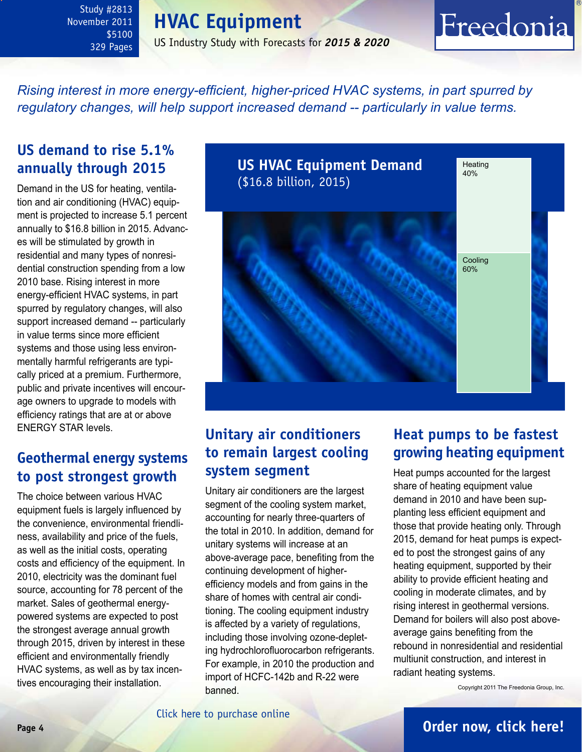Rising interest in more energy-efficient, higher-priced HVAC systems, in part spurred by regulatory changes, will help support increased demand -- particularly in value terms.

## US demand to rise 5.1% annually through 2015

Demand in the US for heating, ventilation and air conditioning (HVAC) equipment is projected to increase 5.1 percent annually to $16.8 billion in 2015. Advances will be stimulated by growth in residential and many types of nonresidential construction spending from a low 2010 base. Rising interest in more energy-efficient HVAC systems, in part spurred by regulatory changes, will also support increased demand -- particularly in value terms since more efficient systems and those using less environmentally harmful refrigerants are typically priced at a premium. Furthermore, public and private incentives will encourage owners to upgrade to models with efficiency ratings that are at or above ENERGY STAR levels.

## Geothermal energy systems to post strongest growth

The choice between various HVAC equipment fuels is largely influenced by the convenience, environmental friendliness, availability and price of the fuels, as well as the initial costs, operating costs and efficiency of the equipment. In 2010, electricity was the dominant fuel source, accounting for 78 percent of the market. Sales of geothermal energy-powered systems are expected to post the strongest average annual growth through 2015, driven by interest in these efficient and environmentally friendly HVAC systems, as well as by tax incentives encouraging their installation.

**US HVAC Equipment Demand**
($16.8 billion, 2015)

| Segment | Share |
|---|---|
| Heating | 40% |
| Cooling | 60% |

## Unitary air conditioners to remain largest cooling system segment

Unitary air conditioners are the largest segment of the cooling system market, accounting for nearly three-quarters of the total in 2010. In addition, demand for unitary systems will increase at an above-average pace, benefiting from the continuing development of higher-efficiency models and from gains in the share of homes with central air conditioning. The cooling equipment industry is affected by a variety of regulations, including those involving ozone-depleting hydrochlorofluorocarbon refrigerants. For example, in 2010 the production and import of HCFC-142b and R-22 were banned.

## Heat pumps to be fastest growing heating equipment

Heat pumps accounted for the largest share of heating equipment value demand in 2010 and have been supplanting less efficient equipment and those that provide heating only. Through 2015, demand for heat pumps is expected to post the strongest gains of any heating equipment, supported by their ability to provide efficient heating and cooling in moderate climates, and by rising interest in geothermal versions. Demand for boilers will also post above-average gains benefiting from the rebound in nonresidential and residential multiunit construction, and interest in radiant heating systems.

Copyright 2011 The Freedonia Group, Inc.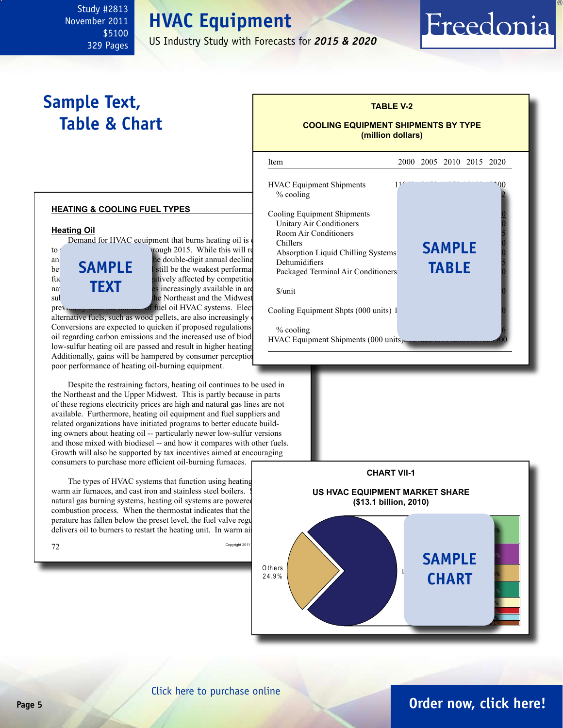Study #2813
November 2011
$5100
329 Pages

# HVAC Equipment

US Industry Study with Forecasts for ***2015 & 2020***

## Sample Text, Table & Chart

**TABLE V-2**

**COOLING EQUIPMENT SHIPMENTS BY TYPE**
**(million dollars)**

| Item | 2000 | 2005 | 2010 | 2015 | 2020 |
|---|---|---|---|---|---|
| HVAC Equipment Shipments | 11... | | | | ...00 |
| % cooling | | | | | ...2 |
| Cooling Equipment Shipments | | | | | ...0 |
| Unitary Air Conditioners | | | | | ...0 |
| Room Air Conditioners | | | | | ...5 |
| Chillers | | | | | ...0 |
| Absorption Liquid Chilling Systems | | | | | ...0 |
| Dehumidifiers | | | | | ...5 |
| Packaged Terminal Air Conditioners | | | | | ...0 |
| $/unit | | | | | ...0 |
| Cooling Equipment Shpts (000 units) | 1... | | | | ...0 |
| % cooling | | | | | ...6 |
| HVAC Equipment Shipments (000 units) | ... | | | | ...00 |

SAMPLE TABLE

**HEATING & COOLING FUEL TYPES**

**Heating Oil**

Demand for HVAC equipment that burns heating oil is ... to ... through 2015. While this will r... an... the double-digit annual decline... be... still be the weakest performa... fu... atively affected by competitio... na... es increasingly available in ar... su... the Northeast and the Midwest... previ... of fuel oil HVAC systems. Elect... alternative fuels, such as wood pellets, are also increasingly ... Conversions are expected to quicken if proposed regulations ... oil regarding carbon emissions and the increased use of biod... low-sulfur heating oil are passed and result in higher heating... Additionally, gains will be hampered by consumer perceptio... poor performance of heating oil-burning equipment.

SAMPLE TEXT

Despite the restraining factors, heating oil continues to be used in the Northeast and the Upper Midwest. This is partly because in parts of these regions electricity prices are high and natural gas lines are not available. Furthermore, heating oil equipment and fuel suppliers and related organizations have initiated programs to better educate building owners about heating oil -- particularly newer low-sulfur versions and those mixed with biodiesel -- and how it compares with other fuels. Growth will also be supported by tax incentives aimed at encouraging consumers to purchase more efficient oil-burning furnaces.

The types of HVAC systems that function using heating... warm air furnaces, and cast iron and stainless steel boilers. ... natural gas burning systems, heating oil systems are powere... combustion process. When the thermostat indicates that the ... perature has fallen below the preset level, the fuel valve regu... delivers oil to burners to restart the heating unit. In warm ai...

72

Copyright 2011

**CHART VII-1**

**US HVAC EQUIPMENT MARKET SHARE**
**($13.1 billion, 2010)**

Others 24.9%

SAMPLE CHART

Click here to purchase online

Order now, click here!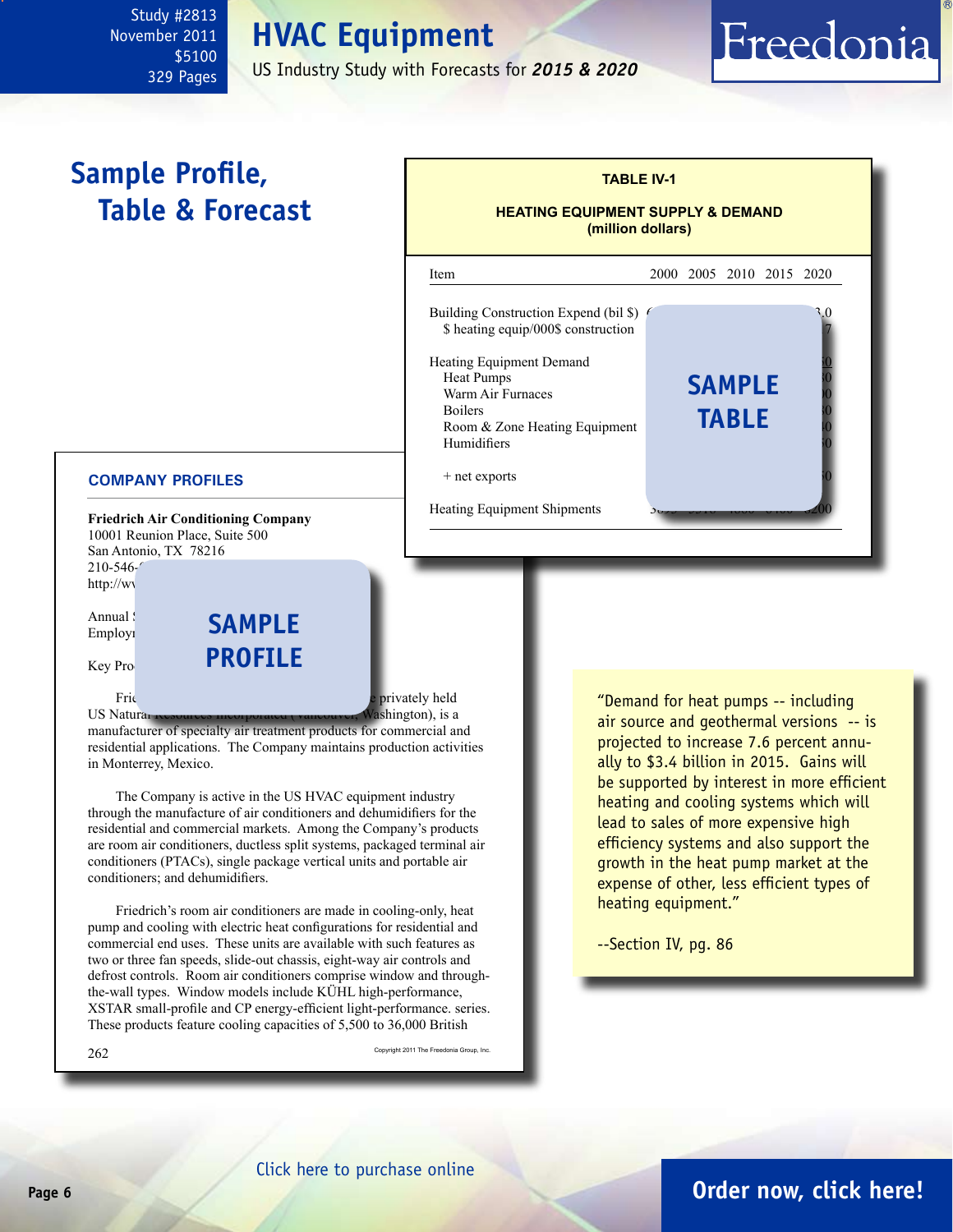# Sample Profile, Table & Forecast

**TABLE IV-1**

**HEATING EQUIPMENT SUPPLY & DEMAND**
**(million dollars)**

| Item | 2000 | 2005 | 2010 | 2015 | 2020 |
|---|---|---|---|---|---|
| Building Construction Expend (bil $) | | | | | .0 |
| $ heating equip/000$ construction | | | | | 7 |
| Heating Equipment Demand | | | | | 50 |
| Heat Pumps | | | | | 30 |
| Warm Air Furnaces | | | | | 00 |
| Boilers | | | | | 50 |
| Room & Zone Heating Equipment | | | | | 40 |
| Humidifiers | | | | | 50 |
| + net exports | | | | | 50 |
| Heating Equipment Shipments | | | | | 200 |

SAMPLE TABLE

## COMPANY PROFILES

**Friedrich Air Conditioning Company**
10001 Reunion Place, Suite 500
San Antonio, TX 78216
210-546-
http://w

Annual
Employ

Key Pro

SAMPLE PROFILE

Fri... privately held US Natural ... Washington), is a manufacturer of specialty air treatment products for commercial and residential applications. The Company maintains production activities in Monterrey, Mexico.

The Company is active in the US HVAC equipment industry through the manufacture of air conditioners and dehumidifiers for the residential and commercial markets. Among the Company's products are room air conditioners, ductless split systems, packaged terminal air conditioners (PTACs), single package vertical units and portable air conditioners; and dehumidifiers.

Friedrich's room air conditioners are made in cooling-only, heat pump and cooling with electric heat configurations for residential and commercial end uses. These units are available with such features as two or three fan speeds, slide-out chassis, eight-way air controls and defrost controls. Room air conditioners comprise window and through-the-wall types. Window models include KÜHL high-performance, XSTAR small-profile and CP energy-efficient light-performance. series. These products feature cooling capacities of 5,500 to 36,000 British

262

Copyright 2011 The Freedonia Group, Inc.

"Demand for heat pumps -- including air source and geothermal versions -- is projected to increase 7.6 percent annually to $3.4 billion in 2015. Gains will be supported by interest in more efficient heating and cooling systems which will lead to sales of more expensive high efficiency systems and also support the growth in the heat pump market at the expense of other, less efficient types of heating equipment."

--Section IV, pg. 86

Click here to purchase online

**Order now, click here!**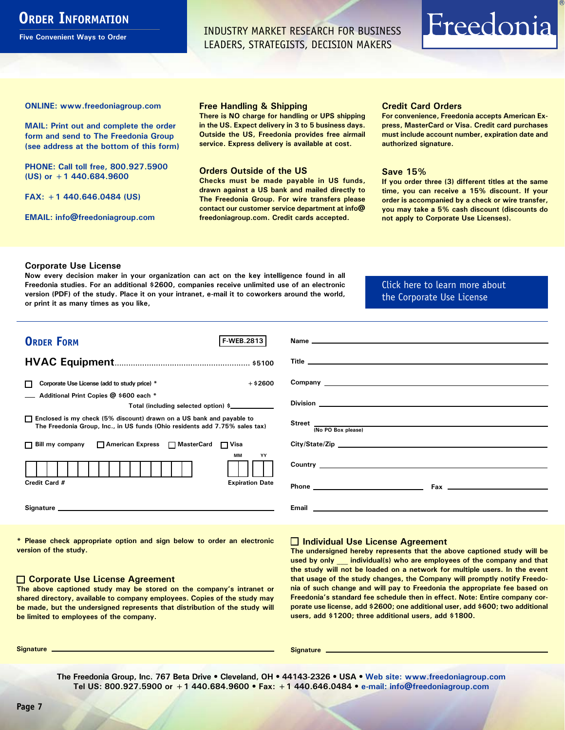# Order Information

**Five Convenient Ways to Order**

INDUSTRY MARKET RESEARCH FOR BUSINESS LEADERS, STRATEGISTS, DECISION MAKERS

Freedonia®

**ONLINE: www.freedoniagroup.com**

**MAIL: Print out and complete the order form and send to The Freedonia Group (see address at the bottom of this form)**

**PHONE: Call toll free, 800.927.5900 (US) or +1 440.684.9600**

**FAX: +1 440.646.0484 (US)**

**EMAIL: info@freedoniagroup.com**

### Free Handling & Shipping

There is NO charge for handling or UPS shipping in the US. Expect delivery in 3 to 5 business days. Outside the US, Freedonia provides free airmail service. Express delivery is available at cost.

### Orders Outside of the US

Checks must be made payable in US funds, drawn against a US bank and mailed directly to The Freedonia Group. For wire transfers please contact our customer service department at info@freedoniagroup.com. Credit cards accepted.

### Credit Card Orders

For convenience, Freedonia accepts American Express, MasterCard or Visa. Credit card purchases must include account number, expiration date and authorized signature.

### Save 15%

If you order three (3) different titles at the same time, you can receive a 15% discount. If your order is accompanied by a check or wire transfer, you may take a 5% cash discount (discounts do not apply to Corporate Use Licenses).

### Corporate Use License

Now every decision maker in your organization can act on the key intelligence found in all Freedonia studies. For an additional $2600, companies receive unlimited use of an electronic version (PDF) of the study. Place it on your intranet, e-mail it to coworkers around the world, or print it as many times as you like,

Click here to learn more about the Corporate Use License

## Order Form

F-WEB.2813

**HVAC Equipment**........................................................ $5100

☐ Corporate Use License (add to study price) * +$2600

___ Additional Print Copies @ $600 each *

Total (including selected option) $__________

☐ Enclosed is my check (5% discount) drawn on a US bank and payable to The Freedonia Group, Inc., in US funds (Ohio residents add 7.75% sales tax)

☐ Bill my company ☐ American Express ☐ MasterCard ☐ Visa

Credit Card # ____________________ Expiration Date MM __ YY __

Signature ____________________

Name ____________________

Title ____________________

Company ____________________

Division ____________________

Street ____________________ (No PO Box please)

City/State/Zip ____________________

Country ____________________

Phone ____________________ Fax ____________________

Email ____________________

\* Please check appropriate option and sign below to order an electronic version of the study.

### ☐ Corporate Use License Agreement

The above captioned study may be stored on the company's intranet or shared directory, available to company employees. Copies of the study may be made, but the undersigned represents that distribution of the study will be limited to employees of the company.

Signature ____________________

### ☐ Individual Use License Agreement

The undersigned hereby represents that the above captioned study will be used by only ___ individual(s) who are employees of the company and that the study will not be loaded on a network for multiple users. In the event that usage of the study changes, the Company will promptly notify Freedonia of such change and will pay to Freedonia the appropriate fee based on Freedonia's standard fee schedule then in effect. Note: Entire company corporate use license, add $2600; one additional user, add $600; two additional users, add $1200; three additional users, add $1800.

Signature ____________________

The Freedonia Group, Inc. 767 Beta Drive • Cleveland, OH • 44143-2326 • USA • Web site: www.freedoniagroup.com
Tel US: 800.927.5900 or +1 440.684.9600 • Fax: +1 440.646.0484 • e-mail: info@freedoniagroup.com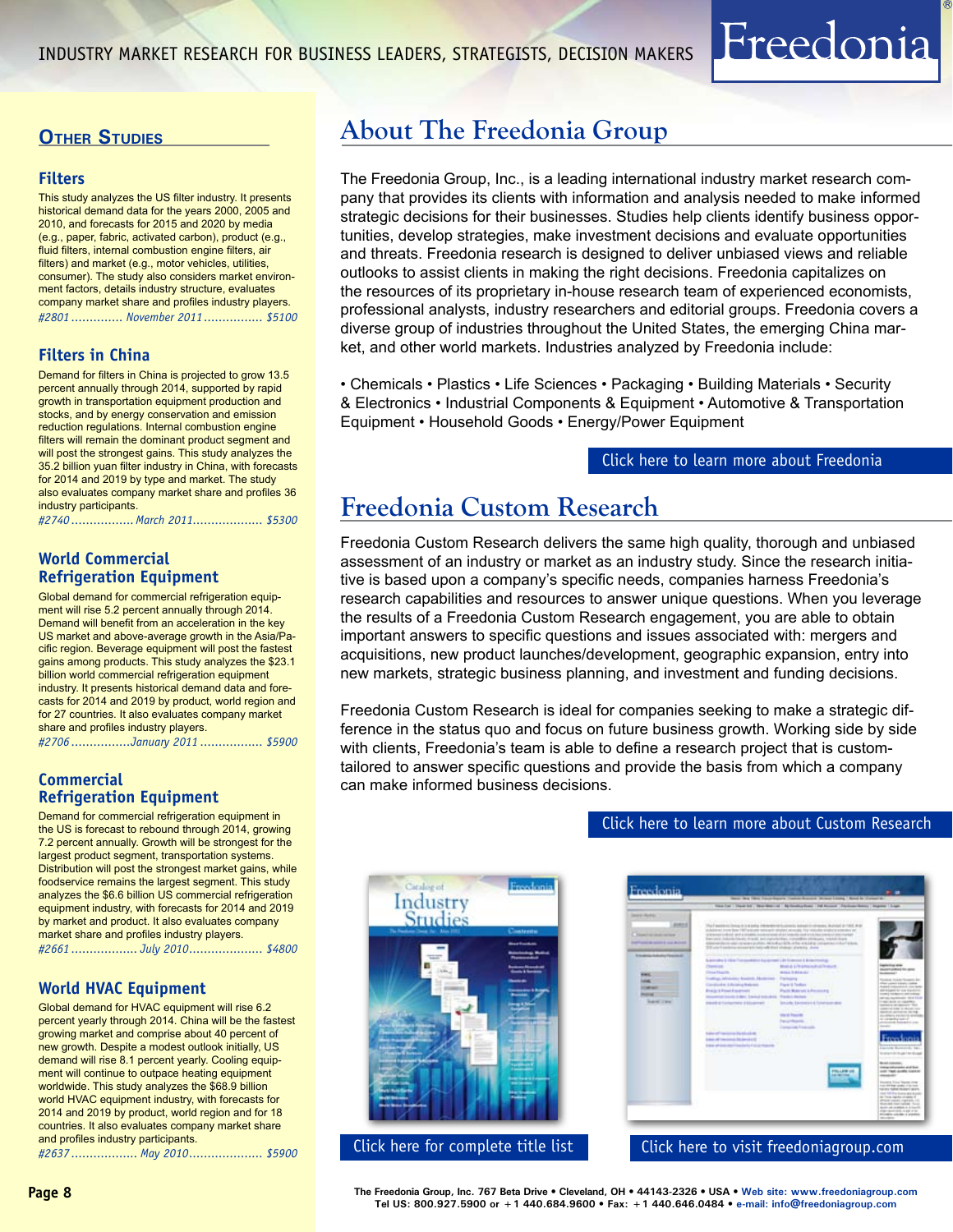## Other Studies

### Filters

This study analyzes the US filter industry. It presents historical demand data for the years 2000, 2005 and 2010, and forecasts for 2015 and 2020 by media (e.g., paper, fabric, activated carbon), product (e.g., fluid filters, internal combustion engine filters, air filters) and market (e.g., motor vehicles, utilities, consumer). The study also considers market environment factors, details industry structure, evaluates company market share and profiles industry players.

*#2801 ............. November 2011 ................ $5100*

### Filters in China

Demand for filters in China is projected to grow 13.5 percent annually through 2014, supported by rapid growth in transportation equipment production and stocks, and by energy conservation and emission reduction regulations. Internal combustion engine filters will remain the dominant product segment and will post the strongest gains. This study analyzes the 35.2 billion yuan filter industry in China, with forecasts for 2014 and 2019 by type and market. The study also evaluates company market share and profiles 36 industry participants.

*#2740 ................. March 2011................... $5300*

### World Commercial Refrigeration Equipment

Global demand for commercial refrigeration equipment will rise 5.2 percent annually through 2014. Demand will benefit from an acceleration in the key US market and above-average growth in the Asia/Pacific region. Beverage equipment will post the fastest gains among products. This study analyzes the $23.1 billion world commercial refrigeration equipment industry. It presents historical demand data and forecasts for 2014 and 2019 by product, world region and for 27 countries. It also evaluates company market share and profiles industry players.

*#2706 ................January 2011 ................. $5900*

### Commercial Refrigeration Equipment

Demand for commercial refrigeration equipment in the US is forecast to rebound through 2014, growing 7.2 percent annually. Growth will be strongest for the largest product segment, transportation systems. Distribution will post the strongest market gains, while foodservice remains the largest segment. This study analyzes the $6.6 billion US commercial refrigeration equipment industry, with forecasts for 2014 and 2019 by market and product. It also evaluates company market share and profiles industry players.

*#2661 .................. July 2010.................... $4800*

### World HVAC Equipment

Global demand for HVAC equipment will rise 6.2 percent yearly through 2014. China will be the fastest growing market and comprise about 40 percent of new growth. Despite a modest outlook initially, US demand will rise 8.1 percent yearly. Cooling equipment will continue to outpace heating equipment worldwide. This study analyzes the $68.9 billion world HVAC equipment industry, with forecasts for 2014 and 2019 by product, world region and for 18 countries. It also evaluates company market share and profiles industry participants.

*#2637 .................. May 2010.................... $5900*

## About The Freedonia Group

The Freedonia Group, Inc., is a leading international industry market research company that provides its clients with information and analysis needed to make informed strategic decisions for their businesses. Studies help clients identify business opportunities, develop strategies, make investment decisions and evaluate opportunities and threats. Freedonia research is designed to deliver unbiased views and reliable outlooks to assist clients in making the right decisions. Freedonia capitalizes on the resources of its proprietary in-house research team of experienced economists, professional analysts, industry researchers and editorial groups. Freedonia covers a diverse group of industries throughout the United States, the emerging China market, and other world markets. Industries analyzed by Freedonia include:

• Chemicals • Plastics • Life Sciences • Packaging • Building Materials • Security & Electronics • Industrial Components & Equipment • Automotive & Transportation Equipment • Household Goods • Energy/Power Equipment

Click here to learn more about Freedonia

## Freedonia Custom Research

Freedonia Custom Research delivers the same high quality, thorough and unbiased assessment of an industry or market as an industry study. Since the research initiative is based upon a company's specific needs, companies harness Freedonia's research capabilities and resources to answer unique questions. When you leverage the results of a Freedonia Custom Research engagement, you are able to obtain important answers to specific questions and issues associated with: mergers and acquisitions, new product launches/development, geographic expansion, entry into new markets, strategic business planning, and investment and funding decisions.

Freedonia Custom Research is ideal for companies seeking to make a strategic difference in the status quo and focus on future business growth. Working side by side with clients, Freedonia's team is able to define a research project that is custom-tailored to answer specific questions and provide the basis from which a company can make informed business decisions.

Click here to learn more about Custom Research

Click here for complete title list

Click here to visit freedoniagroup.com

**The Freedonia Group, Inc. 767 Beta Drive • Cleveland, OH • 44143-2326 • USA • Web site: www.freedoniagroup.com**
**Tel US: 800.927.5900 or +1 440.684.9600 • Fax: +1 440.646.0484 • e-mail: info@freedoniagroup.com**